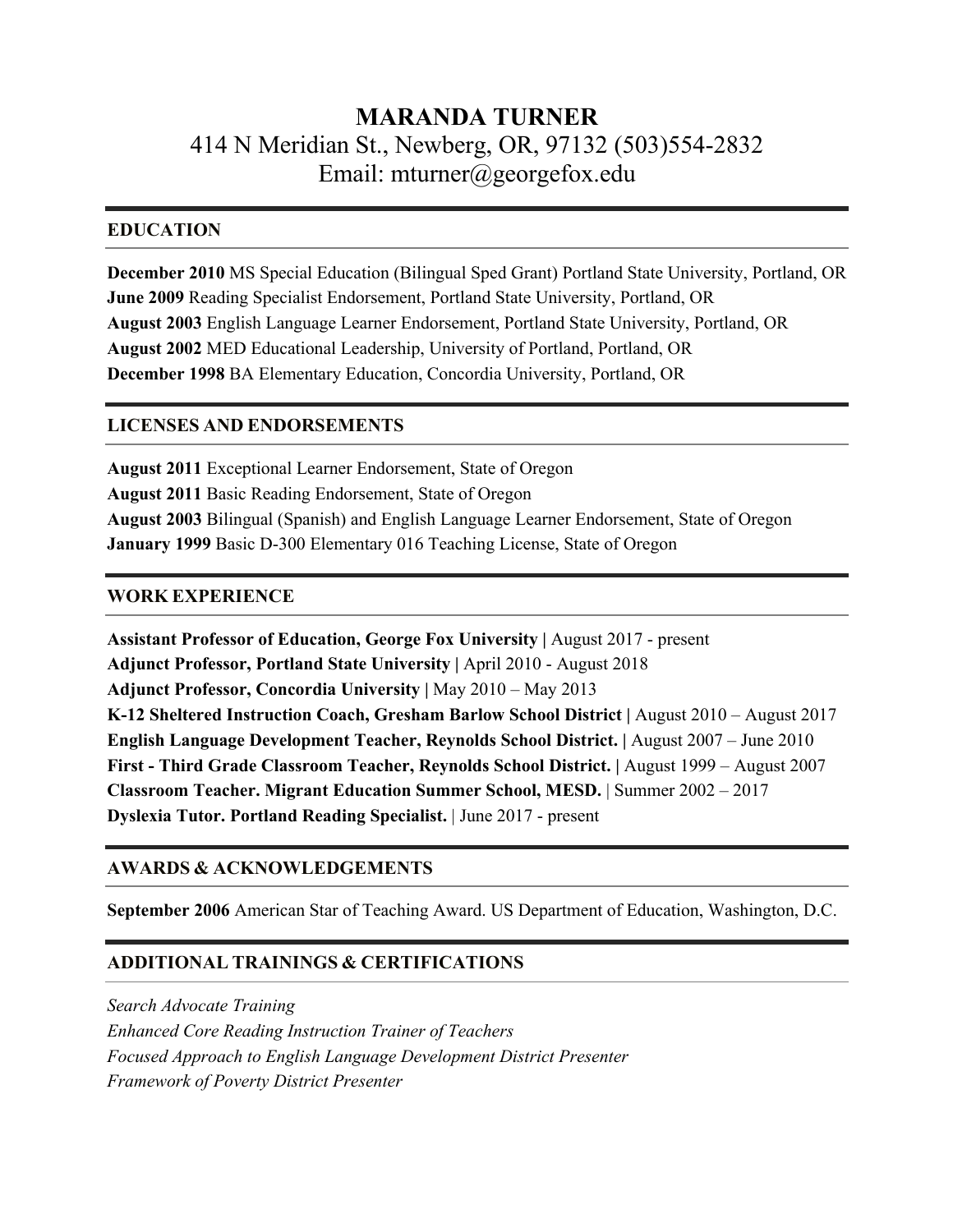# MARANDA TURNER

414 N Meridian St., Newberg, OR, 97132 (503)554-2832

Email: mturner@georgefox.edu

## EDUCATION

**December 2010** MS Special Education (Bilingual Sped Grant) Portland State University, Portland, OR
**June 2009** Reading Specialist Endorsement, Portland State University, Portland, OR
**August 2003** English Language Learner Endorsement, Portland State University, Portland, OR
**August 2002** MED Educational Leadership, University of Portland, Portland, OR
**December 1998** BA Elementary Education, Concordia University, Portland, OR

## LICENSES AND ENDORSEMENTS

**August 2011** Exceptional Learner Endorsement, State of Oregon
**August 2011** Basic Reading Endorsement, State of Oregon
**August 2003** Bilingual (Spanish) and English Language Learner Endorsement, State of Oregon
**January 1999** Basic D-300 Elementary 016 Teaching License, State of Oregon

## WORK EXPERIENCE

**Assistant Professor of Education, George Fox University |** August 2017 - present
**Adjunct Professor, Portland State University |** April 2010 - August 2018
**Adjunct Professor, Concordia University |** May 2010 – May 2013
**K-12 Sheltered Instruction Coach, Gresham Barlow School District |** August 2010 – August 2017
**English Language Development Teacher, Reynolds School District. |** August 2007 – June 2010
**First - Third Grade Classroom Teacher, Reynolds School District. |** August 1999 – August 2007
**Classroom Teacher. Migrant Education Summer School, MESD.** | Summer 2002 – 2017
**Dyslexia Tutor. Portland Reading Specialist.** | June 2017 - present

## AWARDS & ACKNOWLEDGEMENTS

**September 2006** American Star of Teaching Award. US Department of Education, Washington, D.C.

## ADDITIONAL TRAININGS & CERTIFICATIONS

*Search Advocate Training*
*Enhanced Core Reading Instruction Trainer of Teachers*
*Focused Approach to English Language Development District Presenter*
*Framework of Poverty District Presenter*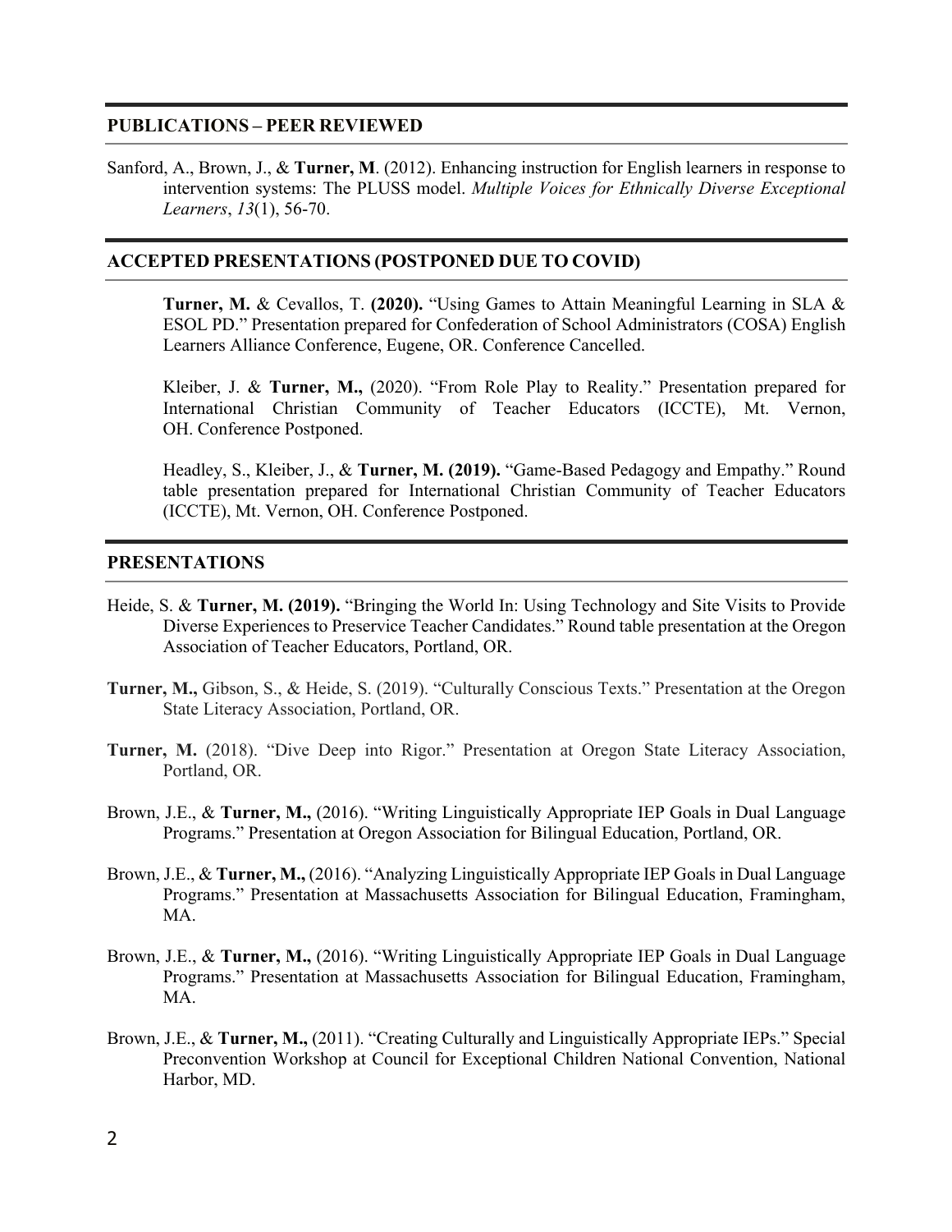## PUBLICATIONS – PEER REVIEWED

Sanford, A., Brown, J., & **Turner, M**. (2012). Enhancing instruction for English learners in response to intervention systems: The PLUSS model. *Multiple Voices for Ethnically Diverse Exceptional Learners*, *13*(1), 56-70.

## ACCEPTED PRESENTATIONS (POSTPONED DUE TO COVID)

**Turner, M.** & Cevallos, T. **(2020).** "Using Games to Attain Meaningful Learning in SLA & ESOL PD." Presentation prepared for Confederation of School Administrators (COSA) English Learners Alliance Conference, Eugene, OR. Conference Cancelled.

Kleiber, J. & **Turner, M.,** (2020). "From Role Play to Reality." Presentation prepared for International Christian Community of Teacher Educators (ICCTE), Mt. Vernon, OH. Conference Postponed.

Headley, S., Kleiber, J., & **Turner, M. (2019).** "Game-Based Pedagogy and Empathy." Round table presentation prepared for International Christian Community of Teacher Educators (ICCTE), Mt. Vernon, OH. Conference Postponed.

## PRESENTATIONS

Heide, S. & **Turner, M. (2019).** "Bringing the World In: Using Technology and Site Visits to Provide Diverse Experiences to Preservice Teacher Candidates." Round table presentation at the Oregon Association of Teacher Educators, Portland, OR.

**Turner, M.,** Gibson, S., & Heide, S. (2019). "Culturally Conscious Texts." Presentation at the Oregon State Literacy Association, Portland, OR.

**Turner, M.** (2018). "Dive Deep into Rigor." Presentation at Oregon State Literacy Association, Portland, OR.

Brown, J.E., & **Turner, M.,** (2016). "Writing Linguistically Appropriate IEP Goals in Dual Language Programs." Presentation at Oregon Association for Bilingual Education, Portland, OR.

Brown, J.E., & **Turner, M.,** (2016). "Analyzing Linguistically Appropriate IEP Goals in Dual Language Programs." Presentation at Massachusetts Association for Bilingual Education, Framingham, MA.

Brown, J.E., & **Turner, M.,** (2016). "Writing Linguistically Appropriate IEP Goals in Dual Language Programs." Presentation at Massachusetts Association for Bilingual Education, Framingham, MA.

Brown, J.E., & **Turner, M.,** (2011). "Creating Culturally and Linguistically Appropriate IEPs." Special Preconvention Workshop at Council for Exceptional Children National Convention, National Harbor, MD.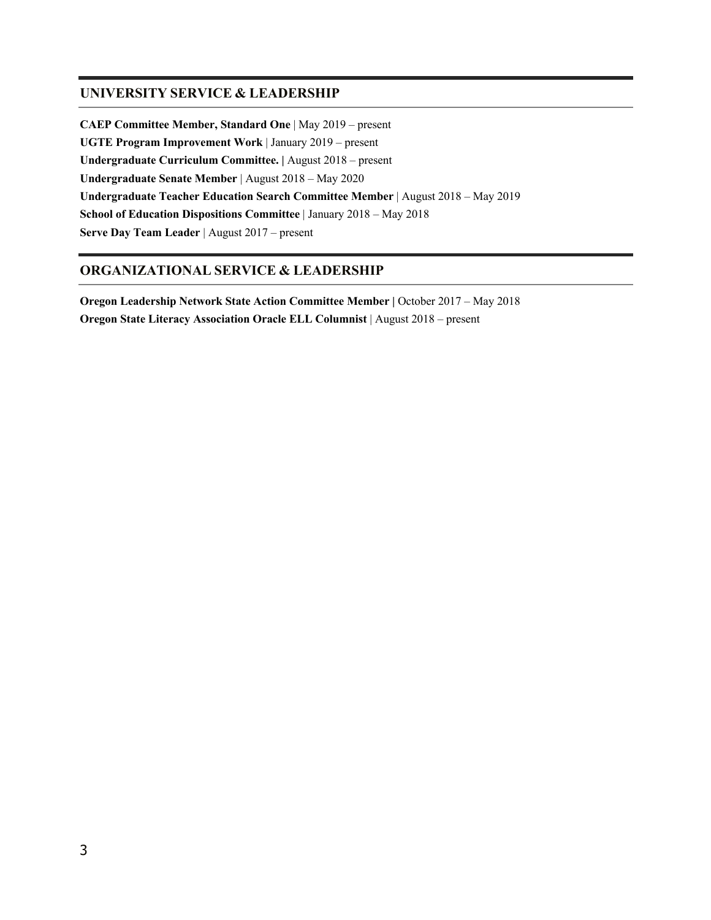## UNIVERSITY SERVICE & LEADERSHIP

**CAEP Committee Member, Standard One** | May 2019 – present

**UGTE Program Improvement Work** | January 2019 – present

**Undergraduate Curriculum Committee. |** August 2018 – present

**Undergraduate Senate Member** | August 2018 – May 2020

**Undergraduate Teacher Education Search Committee Member** | August 2018 – May 2019

**School of Education Dispositions Committee** | January 2018 – May 2018

**Serve Day Team Leader** | August 2017 – present

## ORGANIZATIONAL SERVICE & LEADERSHIP

**Oregon Leadership Network State Action Committee Member |** October 2017 – May 2018

**Oregon State Literacy Association Oracle ELL Columnist** | August 2018 – present